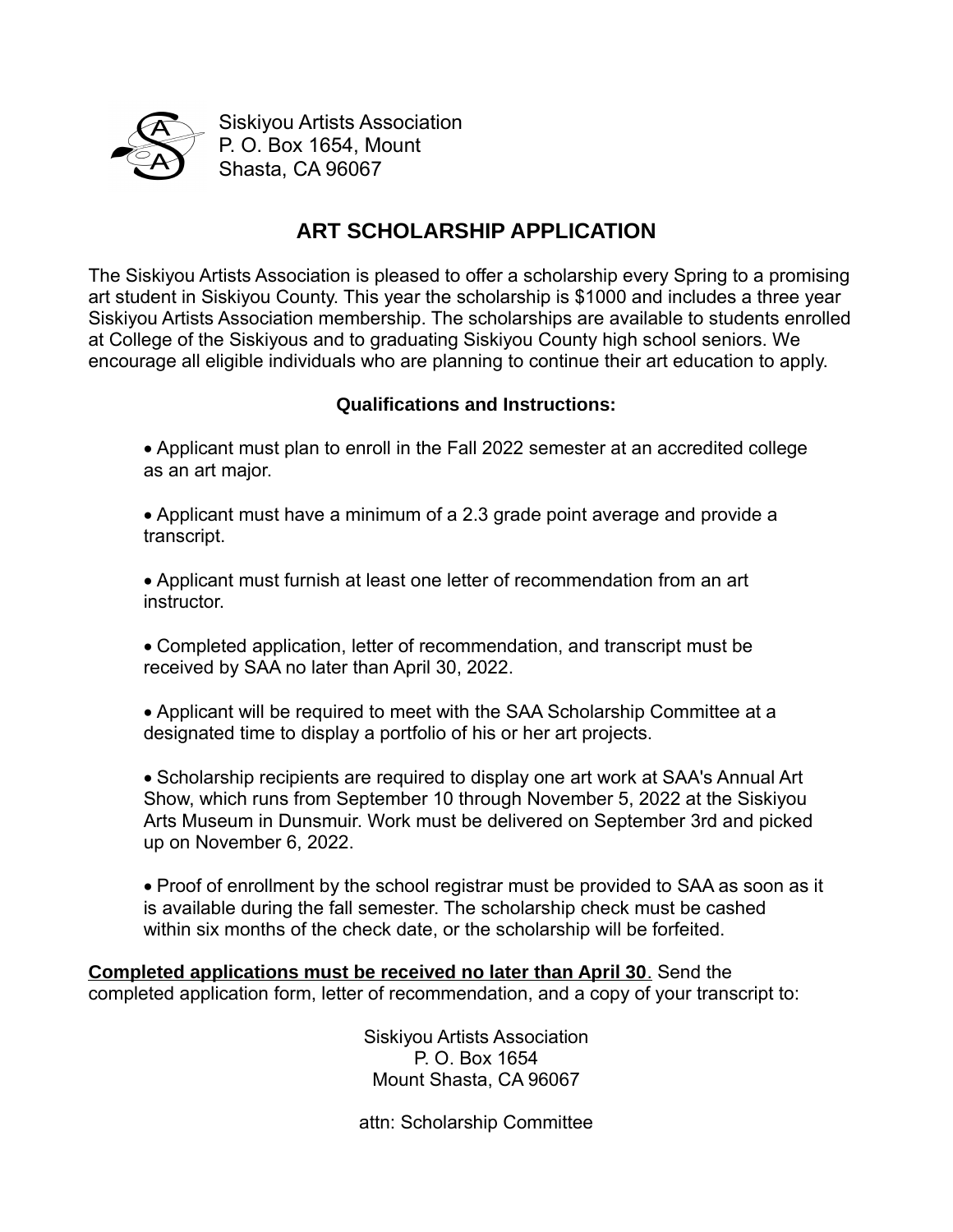Siskiyou Artists Association
P. O. Box 1654, Mount
Shasta, CA 96067

# ART SCHOLARSHIP APPLICATION

The Siskiyou Artists Association is pleased to offer a scholarship every Spring to a promising art student in Siskiyou County. This year the scholarship is $1000 and includes a three year Siskiyou Artists Association membership. The scholarships are available to students enrolled at College of the Siskiyous and to graduating Siskiyou County high school seniors. We encourage all eligible individuals who are planning to continue their art education to apply.

**Qualifications and Instructions:**

- Applicant must plan to enroll in the Fall 2022 semester at an accredited college as an art major.
- Applicant must have a minimum of a 2.3 grade point average and provide a transcript.
- Applicant must furnish at least one letter of recommendation from an art instructor.
- Completed application, letter of recommendation, and transcript must be received by SAA no later than April 30, 2022.
- Applicant will be required to meet with the SAA Scholarship Committee at a designated time to display a portfolio of his or her art projects.
- Scholarship recipients are required to display one art work at SAA's Annual Art Show, which runs from September 10 through November 5, 2022 at the Siskiyou Arts Museum in Dunsmuir. Work must be delivered on September 3rd and picked up on November 6, 2022.
- Proof of enrollment by the school registrar must be provided to SAA as soon as it is available during the fall semester. The scholarship check must be cashed within six months of the check date, or the scholarship will be forfeited.

**Completed applications must be received no later than April 30**. Send the completed application form, letter of recommendation, and a copy of your transcript to:

Siskiyou Artists Association
P. O. Box 1654
Mount Shasta, CA 96067

attn: Scholarship Committee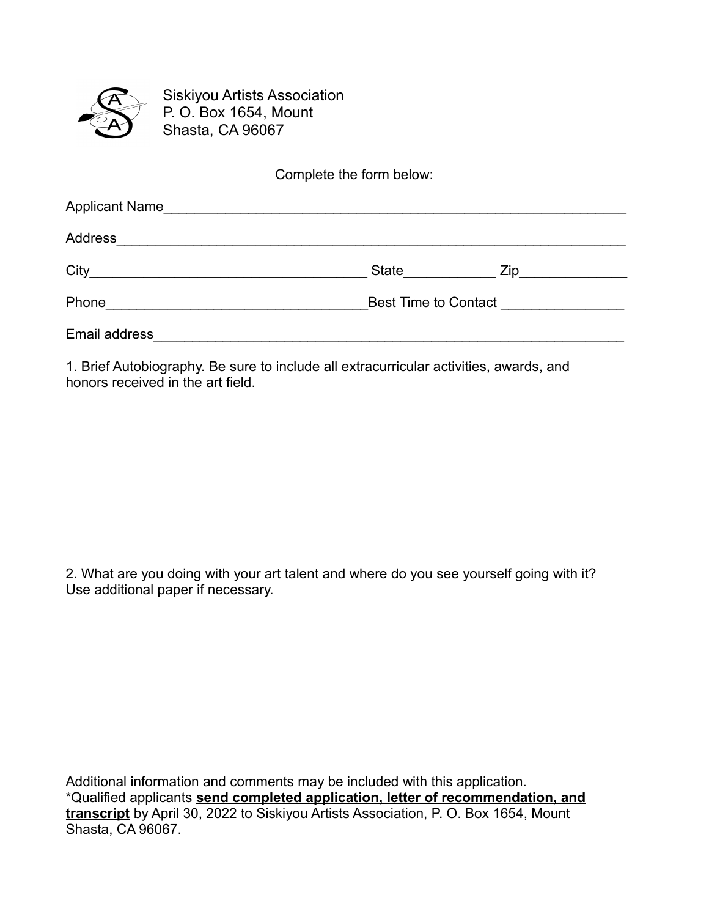Siskiyou Artists Association
P. O. Box 1654, Mount
Shasta, CA 96067

Complete the form below:

Applicant Name_______________________________________________________________

Address______________________________________________________________________

City____________________________________ State____________ Zip______________

Phone__________________________________Best Time to Contact ________________

Email address________________________________________________________________

1. Brief Autobiography. Be sure to include all extracurricular activities, awards, and honors received in the art field.

2. What are you doing with your art talent and where do you see yourself going with it? Use additional paper if necessary.

Additional information and comments may be included with this application.
*Qualified applicants **send completed application, letter of recommendation, and transcript** by April 30, 2022 to Siskiyou Artists Association, P. O. Box 1654, Mount Shasta, CA 96067.